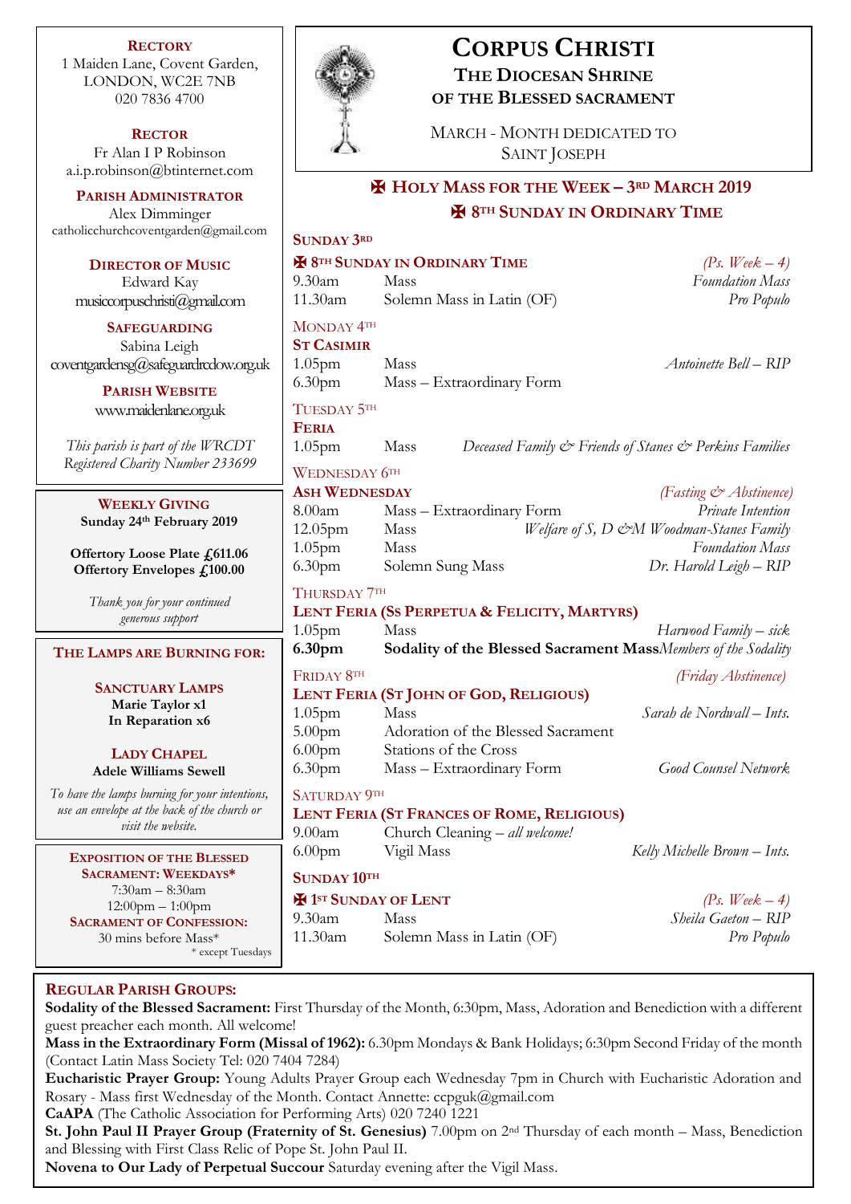# Corpus Christi

## The Diocesan Shrine of the Blessed Sacrament

March - Month dedicated to Saint Joseph

**Rectory**
1 Maiden Lane, Covent Garden,
LONDON, WC2E 7NB
020 7836 4700

**Rector**
Fr Alan I P Robinson
a.i.p.robinson@btinternet.com

**Parish Administrator**
Alex Dimminger
catholicchurchcoventgarden@gmail.com

**Director of Music**
Edward Kay
musiccorpuschristi@gmail.com

**Safeguarding**
Sabina Leigh
coventgardensg@safeguardrcdow.org.uk

**Parish Website**
www.maidenlane.org.uk

*This parish is part of the WRCDT Registered Charity Number 233699*

**Weekly Giving**
**Sunday 24th February 2019**

**Offertory Loose Plate £611.06**
**Offertory Envelopes £100.00**

*Thank you for your continued generous support*

**The Lamps are burning for:**

**Sanctuary Lamps**
**Marie Taylor x1**
**In Reparation x6**

**Lady Chapel**
**Adele Williams Sewell**

*To have the lamps burning for your intentions, use an envelope at the back of the church or visit the website.*

**Exposition of the Blessed Sacrament: Weekdays***
7:30am – 8:30am
12:00pm – 1:00pm
**Sacrament of Confession:**
30 mins before Mass*
\* except Tuesdays

## ✠ Holy Mass for the Week – 3rd March 2019
## ✠ 8th Sunday in Ordinary Time

**Sunday 3rd**

**✠ 8th Sunday in Ordinary Time** *(Ps. Week – 4)*

| | | |
|---|---|---|
| 9.30am | Mass | *Foundation Mass* |
| 11.30am | Solemn Mass in Latin (OF) | *Pro Populo* |

**Monday 4th**
**St Casimir**

| | | |
|---|---|---|
| 1.05pm | Mass | *Antoinette Bell – RIP* |
| 6.30pm | Mass – Extraordinary Form | |

**Tuesday 5th**
**Feria**

| | | |
|---|---|---|
| 1.05pm | Mass | *Deceased Family & Friends of Stanes & Perkins Families* |

**Wednesday 6th**
**Ash Wednesday** *(Fasting & Abstinence)*

| | | |
|---|---|---|
| 8.00am | Mass – Extraordinary Form | *Private Intention* |
| 12.05pm | Mass | *Welfare of S, D &M Woodman-Stanes Family* |
| 1.05pm | Mass | *Foundation Mass* |
| 6.30pm | Solemn Sung Mass | *Dr. Harold Leigh – RIP* |

**Thursday 7th**
**Lent Feria (Ss Perpetua & Felicity, Martyrs)**

| | | |
|---|---|---|
| 1.05pm | Mass | *Harwood Family – sick* |
| **6.30pm** | **Sodality of the Blessed Sacrament Mass** | *Members of the Sodality* |

**Friday 8th** *(Friday Abstinence)*
**Lent Feria (St John of God, Religious)**

| | | |
|---|---|---|
| 1.05pm | Mass | *Sarah de Nordwall – Ints.* |
| 5.00pm | Adoration of the Blessed Sacrament | |
| 6.00pm | Stations of the Cross | |
| 6.30pm | Mass – Extraordinary Form | *Good Counsel Network* |

**Saturday 9th**
**Lent Feria (St Frances of Rome, Religious)**

| | | |
|---|---|---|
| 9.00am | Church Cleaning – *all welcome!* | |
| 6.00pm | Vigil Mass | *Kelly Michelle Brown – Ints.* |

**Sunday 10th**

**✠ 1st Sunday of Lent** *(Ps. Week – 4)*

| | | |
|---|---|---|
| 9.30am | Mass | *Sheila Gaeton – RIP* |
| 11.30am | Solemn Mass in Latin (OF) | *Pro Populo* |

## Regular Parish Groups:

**Sodality of the Blessed Sacrament:** First Thursday of the Month, 6:30pm, Mass, Adoration and Benediction with a different guest preacher each month. All welcome!

**Mass in the Extraordinary Form (Missal of 1962):** 6.30pm Mondays & Bank Holidays; 6:30pm Second Friday of the month (Contact Latin Mass Society Tel: 020 7404 7284)

**Eucharistic Prayer Group:** Young Adults Prayer Group each Wednesday 7pm in Church with Eucharistic Adoration and Rosary - Mass first Wednesday of the Month. Contact Annette: ccpguk@gmail.com

**CaAPA** (The Catholic Association for Performing Arts) 020 7240 1221

**St. John Paul II Prayer Group (Fraternity of St. Genesius)** 7.00pm on 2nd Thursday of each month – Mass, Benediction and Blessing with First Class Relic of Pope St. John Paul II.

**Novena to Our Lady of Perpetual Succour** Saturday evening after the Vigil Mass.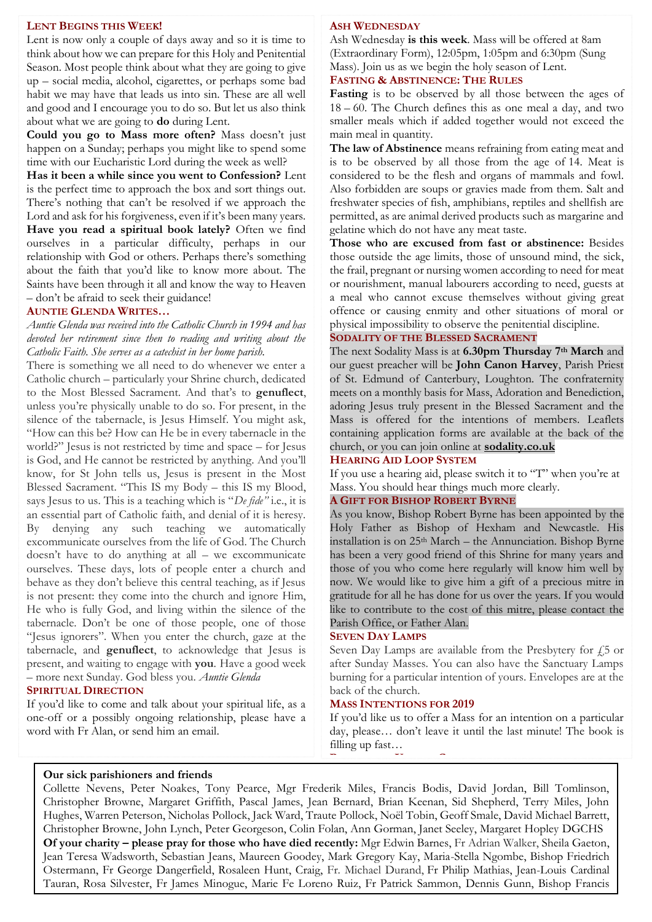## LENT BEGINS THIS WEEK!

Lent is now only a couple of days away and so it is time to think about how we can prepare for this Holy and Penitential Season. Most people think about what they are going to give up – social media, alcohol, cigarettes, or perhaps some bad habit we may have that leads us into sin. These are all well and good and I encourage you to do so. But let us also think about what we are going to **do** during Lent.

**Could you go to Mass more often?** Mass doesn't just happen on a Sunday; perhaps you might like to spend some time with our Eucharistic Lord during the week as well?

**Has it been a while since you went to Confession?** Lent is the perfect time to approach the box and sort things out. There's nothing that can't be resolved if we approach the Lord and ask for his forgiveness, even if it's been many years.

**Have you read a spiritual book lately?** Often we find ourselves in a particular difficulty, perhaps in our relationship with God or others. Perhaps there's something about the faith that you'd like to know more about. The Saints have been through it all and know the way to Heaven – don't be afraid to seek their guidance!

## AUNTIE GLENDA WRITES…

*Auntie Glenda was received into the Catholic Church in 1994 and has devoted her retirement since then to reading and writing about the Catholic Faith. She serves as a catechist in her home parish.*

There is something we all need to do whenever we enter a Catholic church – particularly your Shrine church, dedicated to the Most Blessed Sacrament. And that's to **genuflect**, unless you're physically unable to do so. For present, in the silence of the tabernacle, is Jesus Himself. You might ask, "How can this be? How can He be in every tabernacle in the world?" Jesus is not restricted by time and space – for Jesus is God, and He cannot be restricted by anything. And you'll know, for St John tells us, Jesus is present in the Most Blessed Sacrament. "This IS my Body – this IS my Blood, says Jesus to us. This is a teaching which is "*De fide"* i.e., it is an essential part of Catholic faith, and denial of it is heresy. By denying any such teaching we automatically excommunicate ourselves from the life of God. The Church doesn't have to do anything at all – we excommunicate ourselves. These days, lots of people enter a church and behave as they don't believe this central teaching, as if Jesus is not present: they come into the church and ignore Him, He who is fully God, and living within the silence of the tabernacle. Don't be one of those people, one of those "Jesus ignorers". When you enter the church, gaze at the tabernacle, and **genuflect**, to acknowledge that Jesus is present, and waiting to engage with **you**. Have a good week – more next Sunday. God bless you. *Auntie Glenda*

## SPIRITUAL DIRECTION

If you'd like to come and talk about your spiritual life, as a one-off or a possibly ongoing relationship, please have a word with Fr Alan, or send him an email.

## ASH WEDNESDAY

Ash Wednesday **is this week**. Mass will be offered at 8am (Extraordinary Form), 12:05pm, 1:05pm and 6:30pm (Sung Mass). Join us as we begin the holy season of Lent.

## FASTING & ABSTINENCE: THE RULES

**Fasting** is to be observed by all those between the ages of 18 – 60. The Church defines this as one meal a day, and two smaller meals which if added together would not exceed the main meal in quantity.

**The law of Abstinence** means refraining from eating meat and is to be observed by all those from the age of 14. Meat is considered to be the flesh and organs of mammals and fowl. Also forbidden are soups or gravies made from them. Salt and freshwater species of fish, amphibians, reptiles and shellfish are permitted, as are animal derived products such as margarine and gelatine which do not have any meat taste.

**Those who are excused from fast or abstinence:** Besides those outside the age limits, those of unsound mind, the sick, the frail, pregnant or nursing women according to need for meat or nourishment, manual labourers according to need, guests at a meal who cannot excuse themselves without giving great offence or causing enmity and other situations of moral or physical impossibility to observe the penitential discipline.

## SODALITY OF THE BLESSED SACRAMENT

The next Sodality Mass is at **6.30pm Thursday 7th March** and our guest preacher will be **John Canon Harvey**, Parish Priest of St. Edmund of Canterbury, Loughton. The confraternity meets on a monthly basis for Mass, Adoration and Benediction, adoring Jesus truly present in the Blessed Sacrament and the Mass is offered for the intentions of members. Leaflets containing application forms are available at the back of the church, or you can join online at **sodality.co.uk**

## HEARING AID LOOP SYSTEM

If you use a hearing aid, please switch it to "T" when you're at Mass. You should hear things much more clearly.

## A GIFT FOR BISHOP ROBERT BYRNE

As you know, Bishop Robert Byrne has been appointed by the Holy Father as Bishop of Hexham and Newcastle. His installation is on 25th March – the Annunciation. Bishop Byrne has been a very good friend of this Shrine for many years and those of you who come here regularly will know him well by now. We would like to give him a gift of a precious mitre in gratitude for all he has done for us over the years. If you would like to contribute to the cost of this mitre, please contact the Parish Office, or Father Alan.

## SEVEN DAY LAMPS

Seven Day Lamps are available from the Presbytery for £5 or after Sunday Masses. You can also have the Sanctuary Lamps burning for a particular intention of yours. Envelopes are at the back of the church.

## MASS INTENTIONS FOR 2019

If you'd like us to offer a Mass for an intention on a particular day, please… don't leave it until the last minute! The book is filling up fast…

**Our sick parishioners and friends**

Collette Nevens, Peter Noakes, Tony Pearce, Mgr Frederik Miles, Francis Bodis, David Jordan, Bill Tomlinson, Christopher Browne, Margaret Griffith, Pascal James, Jean Bernard, Brian Keenan, Sid Shepherd, Terry Miles, John Hughes, Warren Peterson, Nicholas Pollock, Jack Ward, Traute Pollock, Noël Tobin, Geoff Smale, David Michael Barrett, Christopher Browne, John Lynch, Peter Georgeson, Colin Folan, Ann Gorman, Janet Seeley, Margaret Hopley DGCHS

**Of your charity – please pray for those who have died recently:** Mgr Edwin Barnes, Fr Adrian Walker, Sheila Gaeton, Jean Teresa Wadsworth, Sebastian Jeans, Maureen Goodey, Mark Gregory Kay, Maria-Stella Ngombe, Bishop Friedrich Ostermann, Fr George Dangerfield, Rosaleen Hunt, Craig, Fr. Michael Durand, Fr Philip Mathias, Jean-Louis Cardinal Tauran, Rosa Silvester, Fr James Minogue, Marie Fe Loreno Ruiz, Fr Patrick Sammon, Dennis Gunn, Bishop Francis